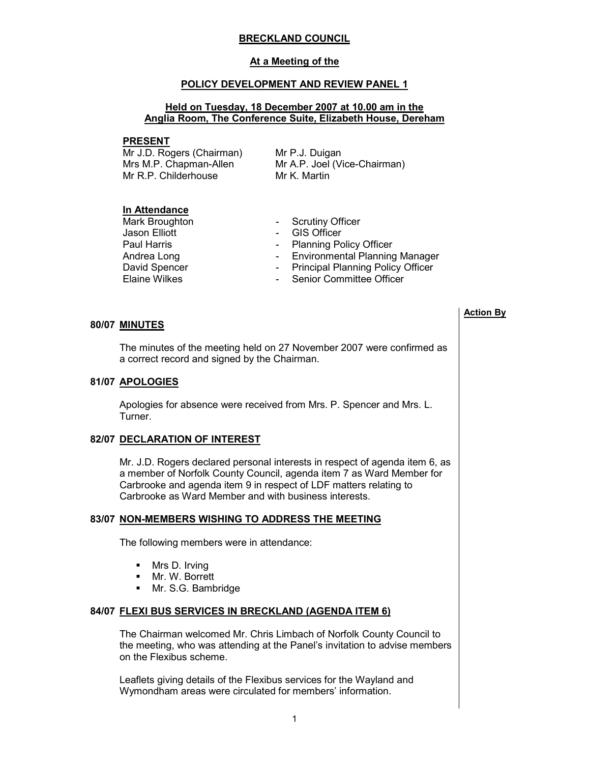# BRECKLAND COUNCIL

## At a Meeting of the

## POLICY DEVELOPMENT AND REVIEW PANEL 1

### Held on Tuesday, 18 December 2007 at 10.00 am in the Anglia Room, The Conference Suite, Elizabeth House, Dereham

**PRESENT**

| | |
|---|---|
| Mr J.D. Rogers (Chairman) | Mr P.J. Duigan |
| Mrs M.P. Chapman-Allen | Mr A.P. Joel (Vice-Chairman) |
| Mr R.P. Childerhouse | Mr K. Martin |

**In Attendance**

| | |
|---|---|
| Mark Broughton | - Scrutiny Officer |
| Jason Elliott | - GIS Officer |
| Paul Harris | - Planning Policy Officer |
| Andrea Long | - Environmental Planning Manager |
| David Spencer | - Principal Planning Policy Officer |
| Elaine Wilkes | - Senior Committee Officer |

**Action By**

**80/07 MINUTES**

The minutes of the meeting held on 27 November 2007 were confirmed as a correct record and signed by the Chairman.

**81/07 APOLOGIES**

Apologies for absence were received from Mrs. P. Spencer and Mrs. L. Turner.

**82/07 DECLARATION OF INTEREST**

Mr. J.D. Rogers declared personal interests in respect of agenda item 6, as a member of Norfolk County Council, agenda item 7 as Ward Member for Carbrooke and agenda item 9 in respect of LDF matters relating to Carbrooke as Ward Member and with business interests.

**83/07 NON-MEMBERS WISHING TO ADDRESS THE MEETING**

The following members were in attendance:

- Mrs D. Irving
- Mr. W. Borrett
- Mr. S.G. Bambridge

**84/07 FLEXI BUS SERVICES IN BRECKLAND (AGENDA ITEM 6)**

The Chairman welcomed Mr. Chris Limbach of Norfolk County Council to the meeting, who was attending at the Panel's invitation to advise members on the Flexibus scheme.

Leaflets giving details of the Flexibus services for the Wayland and Wymondham areas were circulated for members' information.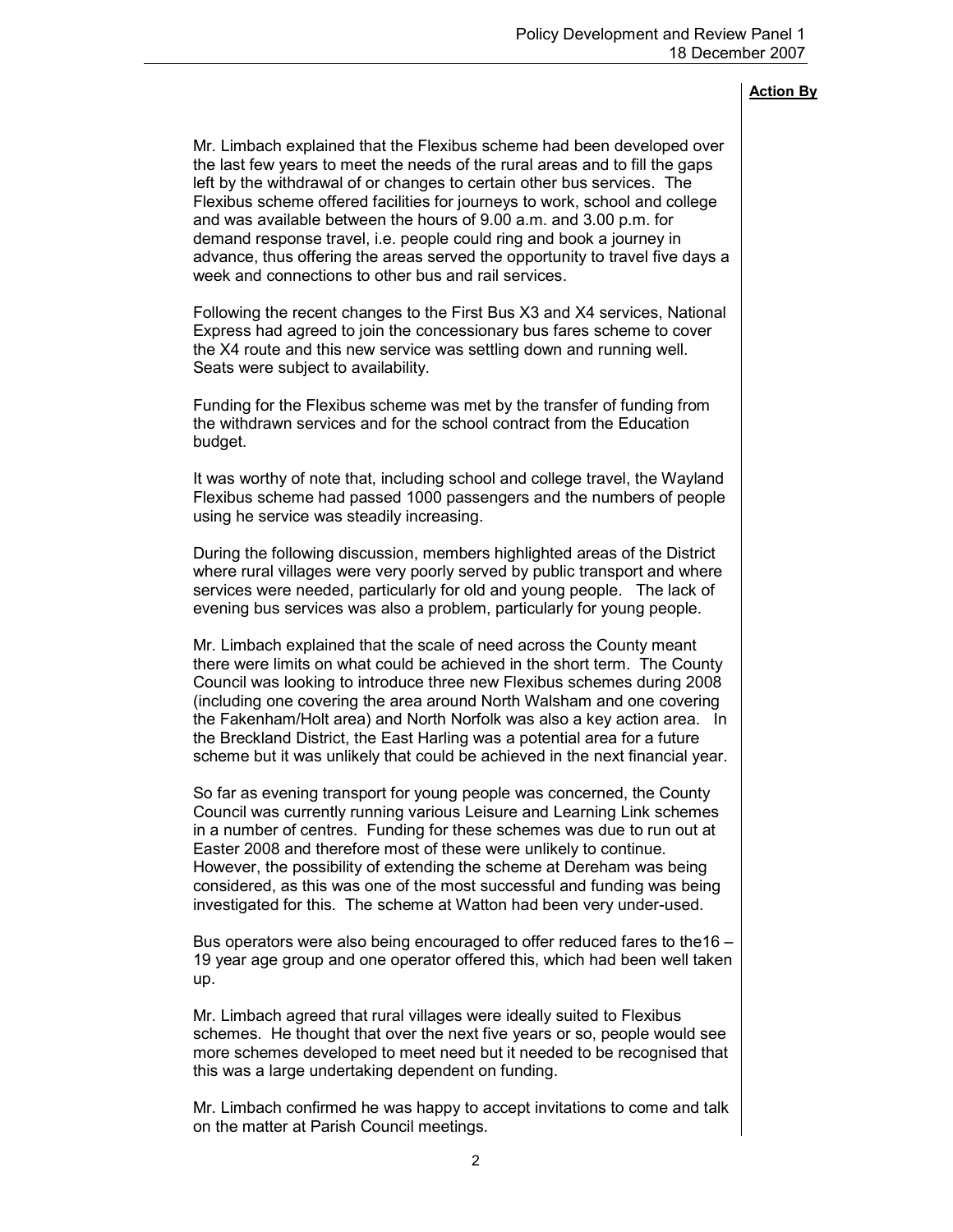**Action By**

Mr. Limbach explained that the Flexibus scheme had been developed over the last few years to meet the needs of the rural areas and to fill the gaps left by the withdrawal of or changes to certain other bus services. The Flexibus scheme offered facilities for journeys to work, school and college and was available between the hours of 9.00 a.m. and 3.00 p.m. for demand response travel, i.e. people could ring and book a journey in advance, thus offering the areas served the opportunity to travel five days a week and connections to other bus and rail services.

Following the recent changes to the First Bus X3 and X4 services, National Express had agreed to join the concessionary bus fares scheme to cover the X4 route and this new service was settling down and running well. Seats were subject to availability.

Funding for the Flexibus scheme was met by the transfer of funding from the withdrawn services and for the school contract from the Education budget.

It was worthy of note that, including school and college travel, the Wayland Flexibus scheme had passed 1000 passengers and the numbers of people using he service was steadily increasing.

During the following discussion, members highlighted areas of the District where rural villages were very poorly served by public transport and where services were needed, particularly for old and young people. The lack of evening bus services was also a problem, particularly for young people.

Mr. Limbach explained that the scale of need across the County meant there were limits on what could be achieved in the short term. The County Council was looking to introduce three new Flexibus schemes during 2008 (including one covering the area around North Walsham and one covering the Fakenham/Holt area) and North Norfolk was also a key action area. In the Breckland District, the East Harling was a potential area for a future scheme but it was unlikely that could be achieved in the next financial year.

So far as evening transport for young people was concerned, the County Council was currently running various Leisure and Learning Link schemes in a number of centres. Funding for these schemes was due to run out at Easter 2008 and therefore most of these were unlikely to continue. However, the possibility of extending the scheme at Dereham was being considered, as this was one of the most successful and funding was being investigated for this. The scheme at Watton had been very under-used.

Bus operators were also being encouraged to offer reduced fares to the16 – 19 year age group and one operator offered this, which had been well taken up.

Mr. Limbach agreed that rural villages were ideally suited to Flexibus schemes. He thought that over the next five years or so, people would see more schemes developed to meet need but it needed to be recognised that this was a large undertaking dependent on funding.

Mr. Limbach confirmed he was happy to accept invitations to come and talk on the matter at Parish Council meetings.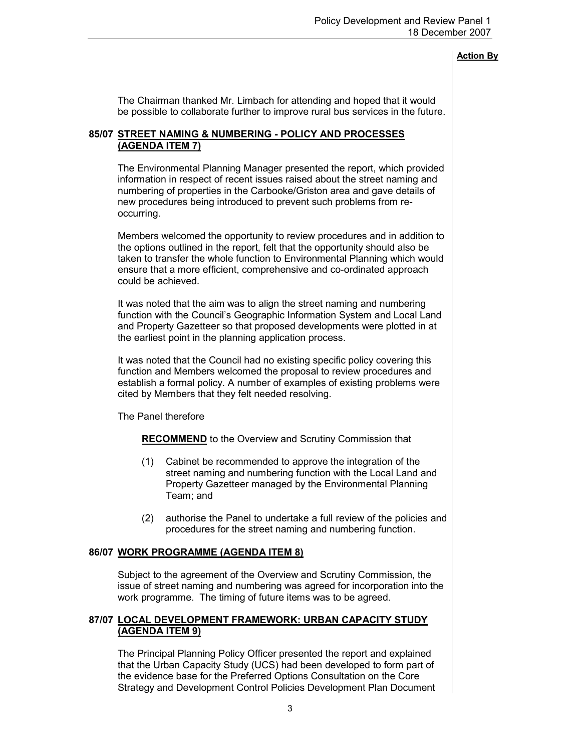**Action By**

The Chairman thanked Mr. Limbach for attending and hoped that it would be possible to collaborate further to improve rural bus services in the future.

### 85/07 STREET NAMING & NUMBERING - POLICY AND PROCESSES (AGENDA ITEM 7)

The Environmental Planning Manager presented the report, which provided information in respect of recent issues raised about the street naming and numbering of properties in the Carbooke/Griston area and gave details of new procedures being introduced to prevent such problems from re-occurring.

Members welcomed the opportunity to review procedures and in addition to the options outlined in the report, felt that the opportunity should also be taken to transfer the whole function to Environmental Planning which would ensure that a more efficient, comprehensive and co-ordinated approach could be achieved.

It was noted that the aim was to align the street naming and numbering function with the Council's Geographic Information System and Local Land and Property Gazetteer so that proposed developments were plotted in at the earliest point in the planning application process.

It was noted that the Council had no existing specific policy covering this function and Members welcomed the proposal to review procedures and establish a formal policy. A number of examples of existing problems were cited by Members that they felt needed resolving.

The Panel therefore

**RECOMMEND** to the Overview and Scrutiny Commission that

(1) Cabinet be recommended to approve the integration of the street naming and numbering function with the Local Land and Property Gazetteer managed by the Environmental Planning Team; and

(2) authorise the Panel to undertake a full review of the policies and procedures for the street naming and numbering function.

### 86/07 WORK PROGRAMME (AGENDA ITEM 8)

Subject to the agreement of the Overview and Scrutiny Commission, the issue of street naming and numbering was agreed for incorporation into the work programme. The timing of future items was to be agreed.

### 87/07 LOCAL DEVELOPMENT FRAMEWORK: URBAN CAPACITY STUDY (AGENDA ITEM 9)

The Principal Planning Policy Officer presented the report and explained that the Urban Capacity Study (UCS) had been developed to form part of the evidence base for the Preferred Options Consultation on the Core Strategy and Development Control Policies Development Plan Document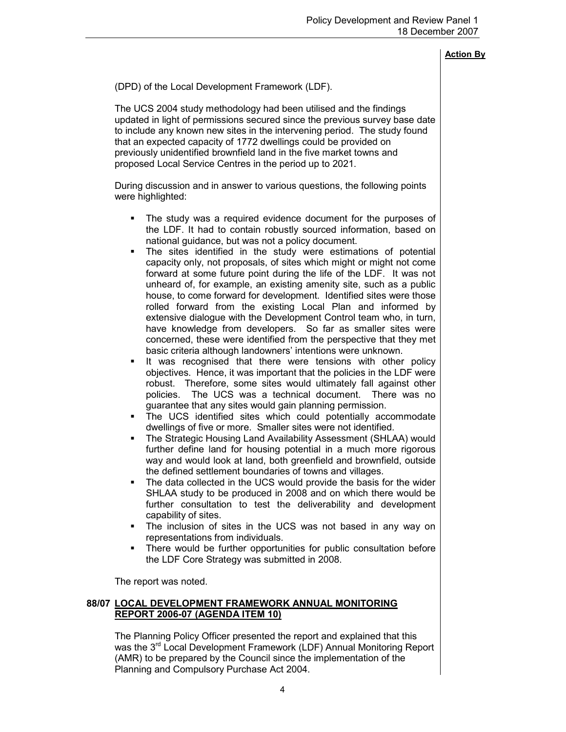**Action By**

(DPD) of the Local Development Framework (LDF).

The UCS 2004 study methodology had been utilised and the findings updated in light of permissions secured since the previous survey base date to include any known new sites in the intervening period. The study found that an expected capacity of 1772 dwellings could be provided on previously unidentified brownfield land in the five market towns and proposed Local Service Centres in the period up to 2021.

During discussion and in answer to various questions, the following points were highlighted:

- The study was a required evidence document for the purposes of the LDF. It had to contain robustly sourced information, based on national guidance, but was not a policy document.
- The sites identified in the study were estimations of potential capacity only, not proposals, of sites which might or might not come forward at some future point during the life of the LDF. It was not unheard of, for example, an existing amenity site, such as a public house, to come forward for development. Identified sites were those rolled forward from the existing Local Plan and informed by extensive dialogue with the Development Control team who, in turn, have knowledge from developers. So far as smaller sites were concerned, these were identified from the perspective that they met basic criteria although landowners' intentions were unknown.
- It was recognised that there were tensions with other policy objectives. Hence, it was important that the policies in the LDF were robust. Therefore, some sites would ultimately fall against other policies. The UCS was a technical document. There was no guarantee that any sites would gain planning permission.
- The UCS identified sites which could potentially accommodate dwellings of five or more. Smaller sites were not identified.
- The Strategic Housing Land Availability Assessment (SHLAA) would further define land for housing potential in a much more rigorous way and would look at land, both greenfield and brownfield, outside the defined settlement boundaries of towns and villages.
- The data collected in the UCS would provide the basis for the wider SHLAA study to be produced in 2008 and on which there would be further consultation to test the deliverability and development capability of sites.
- The inclusion of sites in the UCS was not based in any way on representations from individuals.
- There would be further opportunities for public consultation before the LDF Core Strategy was submitted in 2008.

The report was noted.

## 88/07 LOCAL DEVELOPMENT FRAMEWORK ANNUAL MONITORING REPORT 2006-07 (AGENDA ITEM 10)

The Planning Policy Officer presented the report and explained that this was the 3rd Local Development Framework (LDF) Annual Monitoring Report (AMR) to be prepared by the Council since the implementation of the Planning and Compulsory Purchase Act 2004.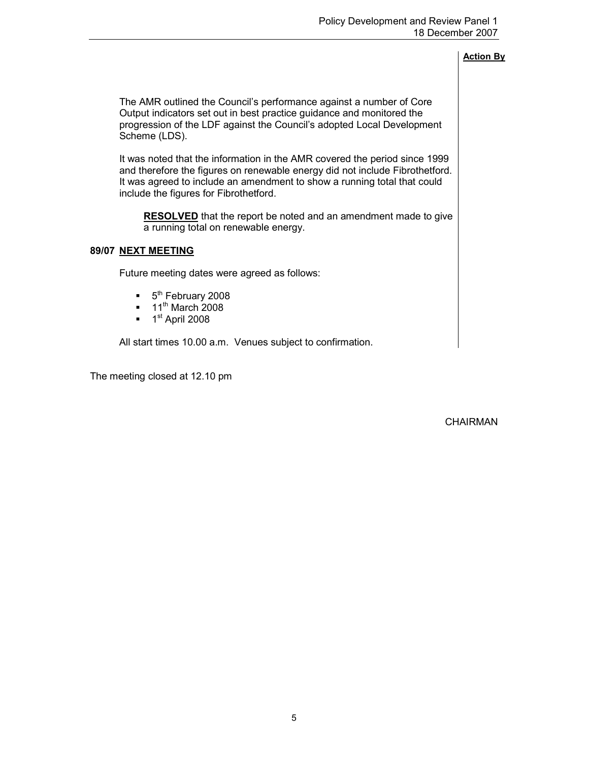**Action By**

The AMR outlined the Council's performance against a number of Core Output indicators set out in best practice guidance and monitored the progression of the LDF against the Council's adopted Local Development Scheme (LDS).

It was noted that the information in the AMR covered the period since 1999 and therefore the figures on renewable energy did not include Fibrothetford. It was agreed to include an amendment to show a running total that could include the figures for Fibrothetford.

> **RESOLVED** that the report be noted and an amendment made to give a running total on renewable energy.

### 89/07 NEXT MEETING

Future meeting dates were agreed as follows:

- 5th February 2008
- 11th March 2008
- 1st April 2008

All start times 10.00 a.m. Venues subject to confirmation.

The meeting closed at 12.10 pm

CHAIRMAN